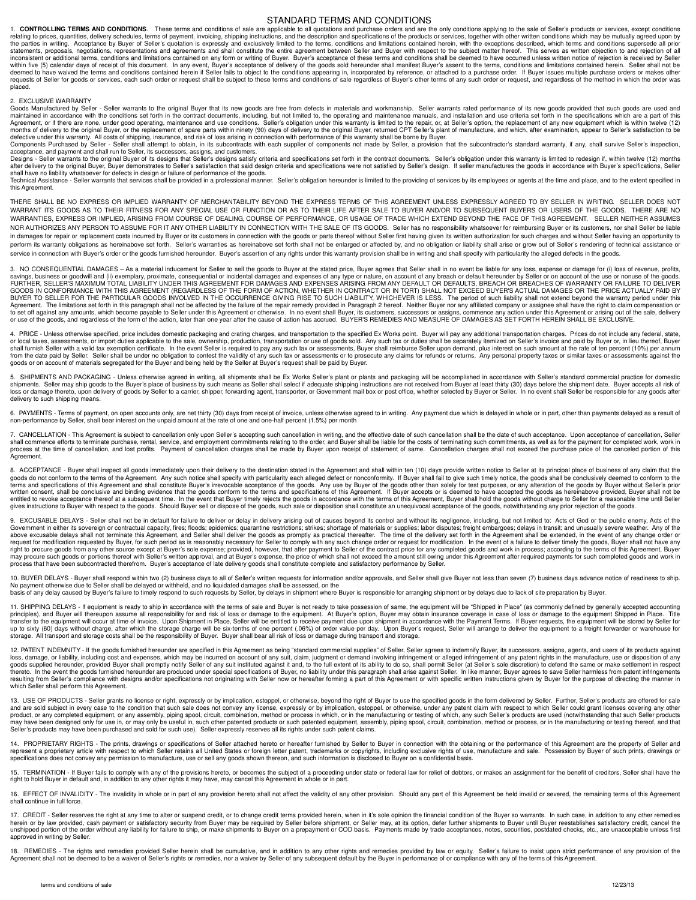# STANDARD TERMS AND CONDITIONS

1. **CONTROLLING TERMS AND CONDITIONS**. These terms and conditions of sale are applicable to all quotations and purchase orders and are the only conditions applying to the sale of Seller's products or services, except conditions relating to prices, quantities, delivery schedules, terms of payment, invoicing, shipping instructions, and the description and specifications of the products or services, together with other written conditions which may be mutually agreed upon by the parties in writing. Acceptance by Buyer of Seller's quotation is expressly and exclusively limited to the terms, conditions and limitations contained herein, with the exceptions described, which terms and conditions supersede all prior statements, proposals, negotiations, representations and agreements and shall constitute the entire agreement between Seller and Buyer with respect to the subject matter hereof. This serves as written objection to and rejection of all inconsistent or additional terms, conditions and limitations contained on any form or writing of Buyer. Buyer's acceptance of these terms and conditions shall be deemed to have occurred unless written notice of rejection is received by Seller within five (5) calendar days of receipt of this document. In any event, Buyer's acceptance of delivery of the goods sold hereunder shall manifest Buyer's assent to the terms, conditions and limitations contained herein. Seller shall not be deemed to have waived the terms and conditions contained herein if Seller fails to object to the conditions appearing in, incorporated by reference, or attached to a purchase order. If Buyer issues multiple purchase orders or makes other requests of Seller for goods or services, each such order or request shall be subject to these terms and conditions of sale regardless of Buyer's other terms of any such order or request, and regardless of the method in which the order was placed.

2. EXCLUSIVE WARRANTY

Goods Manufactured by Seller - Seller warrants to the original Buyer that its new goods are free from defects in materials and workmanship. Seller warrants rated performance of its new goods provided that such goods are used and maintained in accordance with the conditions set forth in the contract documents, including, but not limited to, the operating and maintenance manuals, and installation and use criteria set forth in the specifications which are a part of this Agreement, or if there are none, under good operating, maintenance and use conditions. Seller's obligation under this warranty is limited to the repair, or, at Seller's option, the replacement of any new equipment which is within twelve (12) months of delivery to the original Buyer, or the replacement of spare parts within ninety (90) days of delivery to the original Buyer, returned CPT Seller's plant of manufacture, and which, after examination, appear to Seller's satisfaction to be defective under this warranty. All costs of shipping, insurance, and risk of loss arising in connection with performance of this warranty shall be borne by Buyer.

Components Purchased by Seller - Seller shall attempt to obtain, in its subcontracts with each supplier of components not made by Seller, a provision that the subcontractor's standard warranty, if any, shall survive Seller's inspection, acceptance, and payment and shall run to Seller, its successors, assigns, and customers.

Designs - Seller warrants to the original Buyer of its designs that Seller's designs satisfy criteria and specifications set forth in the contract documents. Seller's obligation under this warranty is limited to redesign if, within twelve (12) months after delivery to the original Buyer, Buyer demonstrates to Seller's satisfaction that said design criteria and specifications were not satisfied by Seller's design. If seller manufactures the goods in accordance with Buyer's specifications, Seller shall have no liability whatsoever for defects in design or failure of performance of the goods.

Technical Assistance - Seller warrants that services shall be provided in a professional manner. Seller's obligation hereunder is limited to the providing of services by its employees or agents at the time and place, and to the extent specified in this Agreement.

THERE SHALL BE NO EXPRESS OR IMPLIED WARRANTY OF MERCHANTABILITY BEYOND THE EXPRESS TERMS OF THIS AGREEMENT UNLESS EXPRESSLY AGREED TO BY SELLER IN WRITING. SELLER DOES NOT WARRANT ITS GOODS AS TO THEIR FITNESS FOR ANY SPECIAL USE OR FUNCTION OR AS TO THEIR LIFE AFTER SALE TO BUYER AND/OR TO SUBSEQUENT BUYERS OR USERS OF THE GOODS. THERE ARE NO WARRANTIES, EXPRESS OR IMPLIED, ARISING FROM COURSE OF DEALING, COURSE OF PERFORMANCE, OR USAGE OF TRADE WHICH EXTEND BEYOND THE FACE OF THIS AGREEMENT. SELLER NEITHER ASSUMES NOR AUTHORIZES ANY PERSON TO ASSUME FOR IT ANY OTHER LIABILITY IN CONNECTION WITH THE SALE OF ITS GOODS. Seller has no responsibility whatsoever for reimbursing Buyer or its customers, nor shall Seller be liable in damages for repair or replacement costs incurred by Buyer or its customers in connection with the goods or parts thereof without Seller first having given its written authorization for such charges and without Seller having an opportunity to perform its warranty obligations as hereinabove set forth. Seller's warranties as hereinabove set forth shall not be enlarged or affected by, and no obligation or liability shall arise or grow out of Seller's rendering of technical assistance or service in connection with Buyer's order or the goods furnished hereunder. Buyer's assertion of any rights under this warranty provision shall be in writing and shall specify with particularity the alleged defects in the goods.

3. NO CONSEQUENTIAL DAMAGES – As a material inducement for Seller to sell the goods to Buyer at the stated price, Buyer agrees that Seller shall in no event be liable for any loss, expense or damage for (i) loss of revenue, profits, savings, business or goodwill and (ii) exemplary, proximate, consequential or incidental damages and expenses of any type or nature, on account of any breach or default hereunder by Seller or on account of the use or nonuse of the goods. FURTHER, SELLER'S MAXIMUM TOTAL LIABILITY UNDER THIS AGREEMENT FOR DAMAGES AND EXPENSES ARISING FROM ANY DEFAULT OR DEFAULTS, BREACH OR BREACHES OF WARRANTY OR FAILURE TO DELIVER GOODS IN CONFORMANCE WITH THIS AGREEMENT (REGARDLESS OF THE FORM OF ACTION, WHETHER IN CONTRACT OR IN TORT) SHALL NOT EXCEED BUYER'S ACTUAL DAMAGES OR THE PRICE ACTUALLY PAID BY BUYER TO SELLER FOR THE PARTICULAR GOODS INVOLVED IN THE OCCURRENCE GIVING RISE TO SUCH LIABILITY, WHICHEVER IS LESS. The period of such liability shall not extend beyond the warranty period under this Agreement. The limitations set forth in this paragraph shall not be affected by the failure of the repair remedy provided in Paragraph 2 hereof. Neither Buyer nor any affiliated company or assignee shall have the right to claim compensation or to set off against any amounts, which become payable to Seller under this Agreement or otherwise. In no event shall Buyer, its customers, successors or assigns, commence any action under this Agreement or arising out of the sale, delivery or use of the goods, and regardless of the form of the action, later than one year after the cause of action has accrued. BUYER'S REMEDIES AND MEASURE OF DAMAGES AS SET FORTH HEREIN SHALL BE EXCLUSIVE.

4. PRICE - Unless otherwise specified, price includes domestic packaging and crating charges, and transportation to the specified Ex Works point. Buyer will pay any additional transportation charges. Prices do not include any federal, state, or local taxes, assessments, or import duties applicable to the sale, ownership, production, transportation or use of goods sold. Any such tax or duties shall be separately itemized on Seller's invoice and paid by Buyer or, in lieu thereof, Buyer shall furnish Seller with a valid tax exemption certificate. In the event Seller is required to pay any such tax or assessments, Buyer shall reimburse Seller upon demand, plus interest on such amount at the rate of ten percent (10%) per annum from the date paid by Seller. Seller shall be under no obligation to contest the validity of any such tax or assessments or to prosecute any claims for refunds or returns. Any personal property taxes or similar taxes or assessments against the goods or on account of materials segregated for the Buyer and being held by the Seller at Buyer's request shall be paid by Buyer.

5. SHIPMENTS AND PACKAGING - Unless otherwise agreed in writing, all shipments shall be Ex Works Seller's plant or plants and packaging will be accomplished in accordance with Seller's standard commercial practice for domestic shipments. Seller may ship goods to the Buyer's place of business by such means as Seller shall select if adequate shipping instructions are not received from Buyer at least thirty (30) days before the shipment date. Buyer accepts all risk of loss or damage thereto, upon delivery of goods by Seller to a carrier, shipper, forwarding agent, transporter, or Government mail box or post office, whether selected by Buyer or Seller. In no event shall Seller be responsible for any goods after delivery to such shipping means.

6. PAYMENTS - Terms of payment, on open accounts only, are net thirty (30) days from receipt of invoice, unless otherwise agreed to in writing. Any payment due which is delayed in whole or in part, other than payments delayed as a result of non-performance by Seller, shall bear interest on the unpaid amount at the rate of one and one-half percent (1.5%) per month

7. CANCELLATION - This Agreement is subject to cancellation only upon Seller's accepting such cancellation in writing, and the effective date of such cancellation shall be the date of such acceptance. Upon acceptance of cancellation, Seller shall commence efforts to terminate purchase, rental, service, and employment commitments relating to the order, and Buyer shall be liable for the costs of terminating such commitments, as well as for the payment for completed work, work in process at the time of cancellation, and lost profits. Payment of cancellation charges shall be made by Buyer upon receipt of statement of same. Cancellation charges shall not exceed the purchase price of the canceled portion of this Agreement.

8. ACCEPTANCE - Buyer shall inspect all goods immediately upon their delivery to the destination stated in the Agreement and shall within ten (10) days provide written notice to Seller at its principal place of business of any claim that the goods do not conform to the terms of the Agreement. Any such notice shall specify with particularity each alleged defect or nonconformity. If Buyer shall fail to give such timely notice, the goods shall be conclusively deemed to conform to the terms and specifications of this Agreement and shall constitute Buyer's irrevocable acceptance of the goods. Any use by Buyer of the goods other than solely for test purposes, or any alteration of the goods by Buyer without Seller's prior written consent, shall be conclusive and binding evidence that the goods conform to the terms and specifications of this Agreement. If Buyer accepts or is deemed to have accepted the goods as hereinabove provided, Buyer shall not be entitled to revoke acceptance thereof at a subsequent time. In the event that Buyer timely rejects the goods in accordance with the terms of this Agreement, Buyer shall hold the goods without charge to Seller for a reasonable time until Seller gives instructions to Buyer with respect to the goods. Should Buyer sell or dispose of the goods, such sale or disposition shall constitute an unequivocal acceptance of the goods, notwithstanding any prior rejection of the goods.

9. EXCUSABLE DELAYS - Seller shall not be in default for failure to deliver or delay in delivery arising out of causes beyond its control and without its negligence, including, but not limited to: Acts of God or the public enemy, Acts of the Government in either its sovereign or contractual capacity, fires; floods; epidemics; quarantine restrictions; strikes; shortage of materials or supplies; labor disputes; freight embargoes; delays in transit; and unusually severe weather. Any of the above excusable delays shall not terminate this Agreement, and Seller shall deliver the goods as promptly as practical thereafter. The time of the delivery set forth in the Agreement shall be extended, in the event of any change order or request for modification requested by Buyer, for such period as is reasonably necessary for Seller to comply with any such change order or request for modification. In the event of a failure to deliver timely the goods, Buyer shall not have any right to procure goods from any other source except at Buyer's sole expense; provided, however, that after payment to Seller of the contract price for any completed goods and work in process; according to the terms of this Agreement, Buyer may procure such goods or portions thereof with Seller's written approval, and at Buyer's expense, the price of which shall not exceed the amount still owing under this Agreement after required payments for such completed goods and work in process that have been subcontracted therefrom. Buyer's acceptance of late delivery goods shall constitute complete and satisfactory performance by Seller.

10. BUYER DELAYS - Buyer shall respond within two (2) business days to all of Seller's written requests for information and/or approvals, and Seller shall give Buyer not less than seven (7) business days advance notice of readiness to ship. No payment otherwise due to Seller shall be delayed or withheld, and no liquidated damages shall be assessed, on the basis of any delay caused by Buyer's failure to timely respond to such requests by Seller, by delays in shipment where Buyer is responsible for arranging shipment or by delays due to lack of site preparation by Buyer.

11. SHIPPING DELAYS - If equipment is ready to ship in accordance with the terms of sale and Buyer is not ready to take possession of same, the equipment will be "Shipped in Place" (as commonly defined by generally accepted accounting principles), and Buyer will thereupon assume all responsibility for and risk of loss or damage to the equipment. At Buyer's option, Buyer may obtain insurance coverage in case of loss or damage to the equipment Shipped in Place. Title transfer to the equipment will occur at time of invoice. Upon Shipment in Place, Seller will be entitled to receive payment due upon shipment in accordance with the Payment Terms. If Buyer requests, the equipment will be stored by Seller for up to sixty (60) days without charge, after which the storage charge will be six-tenths of one percent (.06%) of order value per day. Upon Buyer's request, Seller will arrange to deliver the equipment to a freight forwarder or warehouse for storage. All transport and storage costs shall be the responsibility of Buyer. Buyer shall bear all risk of loss or damage during transport and storage.

12. PATENT INDEMNITY - If the goods furnished hereunder are specified in this Agreement as being "standard commercial supplies" of Seller, Seller agrees to indemnify Buyer, its successors, assigns, agents, and users of its products against loss, damage, or liability, including cost and expenses, which may be incurred on account of any suit, claim, judgment or demand involving infringement or alleged infringement of any patent rights in the manufacture, use or disposition of any goods supplied hereunder, provided Buyer shall promptly notify Seller of any suit instituted against it and, to the full extent of its ability to do so, shall permit Seller (at Seller's sole discretion) to defend the same or make settlement in respect thereto. In the event the goods furnished hereunder are produced under special specifications of Buyer, no liability under this paragraph shall arise against Seller. In like manner, Buyer agrees to save Seller harmless from patent infringements resulting from Seller's compliance with designs and/or specifications not originating with Seller now or hereafter forming a part of this Agreement or with specific written instructions given by Buyer for the purpose of directing the manner in which Seller shall perform this Agreement.

13. USE OF PRODUCTS - Seller grants no license or right, expressly or by implication, estoppel, or otherwise, beyond the right of Buyer to use the specified goods in the form delivered by Seller. Further, Seller's products are offered for sale and are sold subject in every case to the condition that such sale does not convey any license, expressly or by implication, estoppel. or otherwise, under any patent claim with respect to which Seller could grant licenses covering any other product, or any completed equipment, or any assembly, piping spool, circuit, combination, method or process in which, or in the manufacturing or testing of which, any such Seller's products are used (notwithstanding that such Seller products may have been designed only for use in, or may only be useful in, such other patented products or such patented equipment, assembly, piping spool, circuit, combination, method or process, or in the manufacturing or testing thereof, and that Seller's products may have been purchased and sold for such use). Seller expressly reserves all its rights under such patent claims.

14. PROPRIETARY RIGHTS - The prints, drawings or specifications of Seller attached hereto or hereafter furnished by Seller to Buyer in connection with the obtaining or the performance of this Agreement are the property of Seller and represent a proprietary article with respect to which Seller retains all United States or foreign letter patent, trademarks or copyrights, including exclusive rights of use, manufacture and sale. Possession by Buyer of such prints, drawings or specifications does not convey any permission to manufacture, use or sell any goods shown thereon, and such information is disclosed to Buyer on a confidential basis.

15. TERMINATION - If Buyer fails to comply with any of the provisions hereto, or becomes the subject of a proceeding under state or federal law for relief of debtors, or makes an assignment for the benefit of creditors, Seller shall have the right to hold Buyer in default and, in addition to any other rights it may have, may cancel this Agreement in whole or in part.

16. EFFECT OF INVALIDITY - The invalidity in whole or in part of any provision hereto shall not affect the validity of any other provision. Should any part of this Agreement be held invalid or severed, the remaining terms of this Agreement shall continue in full force.

17. CREDIT - Seller reserves the right at any time to alter or suspend credit, or to change credit terms provided herein, when in it's sole opinion the financial condition of the Buyer so warrants. In such case, in addition to any other remedies herein or by law provided, cash payment or satisfactory security from Buyer may be required by Seller before shipment, or Seller may, at its option, defer further shipments to Buyer until Buyer reestablishes satisfactory credit, cancel the unshipped portion of the order without any liability for failure to ship, or make shipments to Buyer on a prepayment or COD basis. Payments made by trade acceptances, notes, securities, postdated checks, etc., are unacceptable unless first approved in writing by Seller.

18. REMEDIES - The rights and remedies provided Seller herein shall be cumulative, and in addition to any other rights and remedies provided by law or equity. Seller's failure to insist upon strict performance of any provision of the Agreement shall not be deemed to be a waiver of Seller's rights or remedies, nor a waiver by Seller of any subsequent default by the Buyer in performance of or compliance with any of the terms of this Agreement.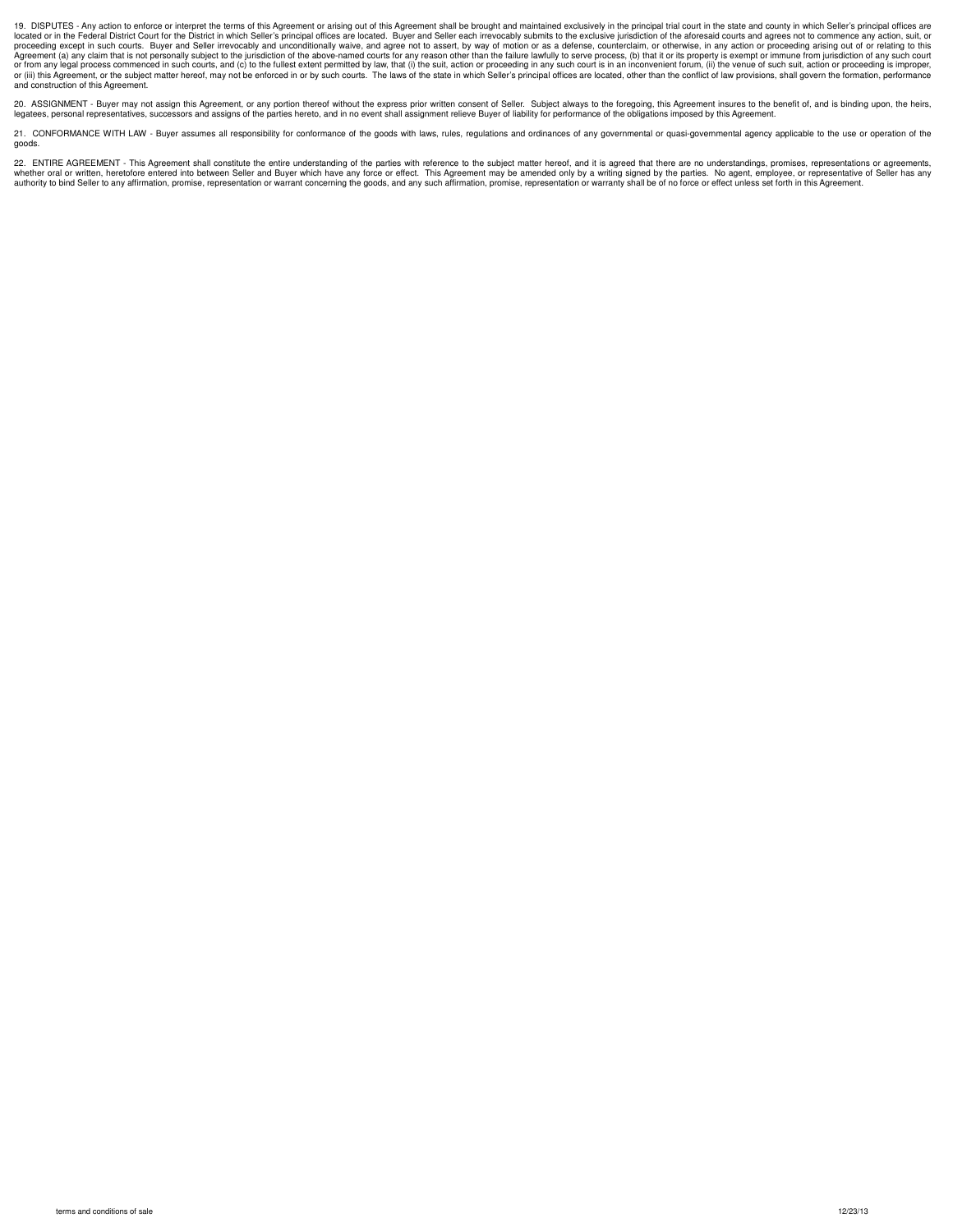19. DISPUTES - Any action to enforce or interpret the terms of this Agreement or arising out of this Agreement shall be brought and maintained exclusively in the principal trial court in the state and county in which Seller's principal offices are located or in the Federal District Court for the District in which Seller's principal offices are located. Buyer and Seller each irrevocably submits to the exclusive jurisdiction of the aforesaid courts and agrees not to commence any action, suit, or proceeding except in such courts. Buyer and Seller irrevocably and unconditionally waive, and agree not to assert, by way of motion or as a defense, counterclaim, or otherwise, in any action or proceeding arising out of or relating to this Agreement (a) any claim that is not personally subject to the jurisdiction of the above-named courts for any reason other than the failure lawfully to serve process, (b) that it or its property is exempt or immune from jurisdiction of any such court or from any legal process commenced in such courts, and (c) to the fullest extent permitted by law, that (i) the suit, action or proceeding in any such court is in an inconvenient forum, (ii) the venue of such suit, action or proceeding is improper, or (iii) this Agreement, or the subject matter hereof, may not be enforced in or by such courts. The laws of the state in which Seller's principal offices are located, other than the conflict of law provisions, shall govern the formation, performance and construction of this Agreement.

20. ASSIGNMENT - Buyer may not assign this Agreement, or any portion thereof without the express prior written consent of Seller. Subject always to the foregoing, this Agreement insures to the benefit of, and is binding upon, the heirs, legatees, personal representatives, successors and assigns of the parties hereto, and in no event shall assignment relieve Buyer of liability for performance of the obligations imposed by this Agreement.

21. CONFORMANCE WITH LAW - Buyer assumes all responsibility for conformance of the goods with laws, rules, regulations and ordinances of any governmental or quasi-governmental agency applicable to the use or operation of the goods.

22. ENTIRE AGREEMENT - This Agreement shall constitute the entire understanding of the parties with reference to the subject matter hereof, and it is agreed that there are no understandings, promises, representations or agreements, whether oral or written, heretofore entered into between Seller and Buyer which have any force or effect. This Agreement may be amended only by a writing signed by the parties. No agent, employee, or representative of Seller has any authority to bind Seller to any affirmation, promise, representation or warrant concerning the goods, and any such affirmation, promise, representation or warranty shall be of no force or effect unless set forth in this Agreement.